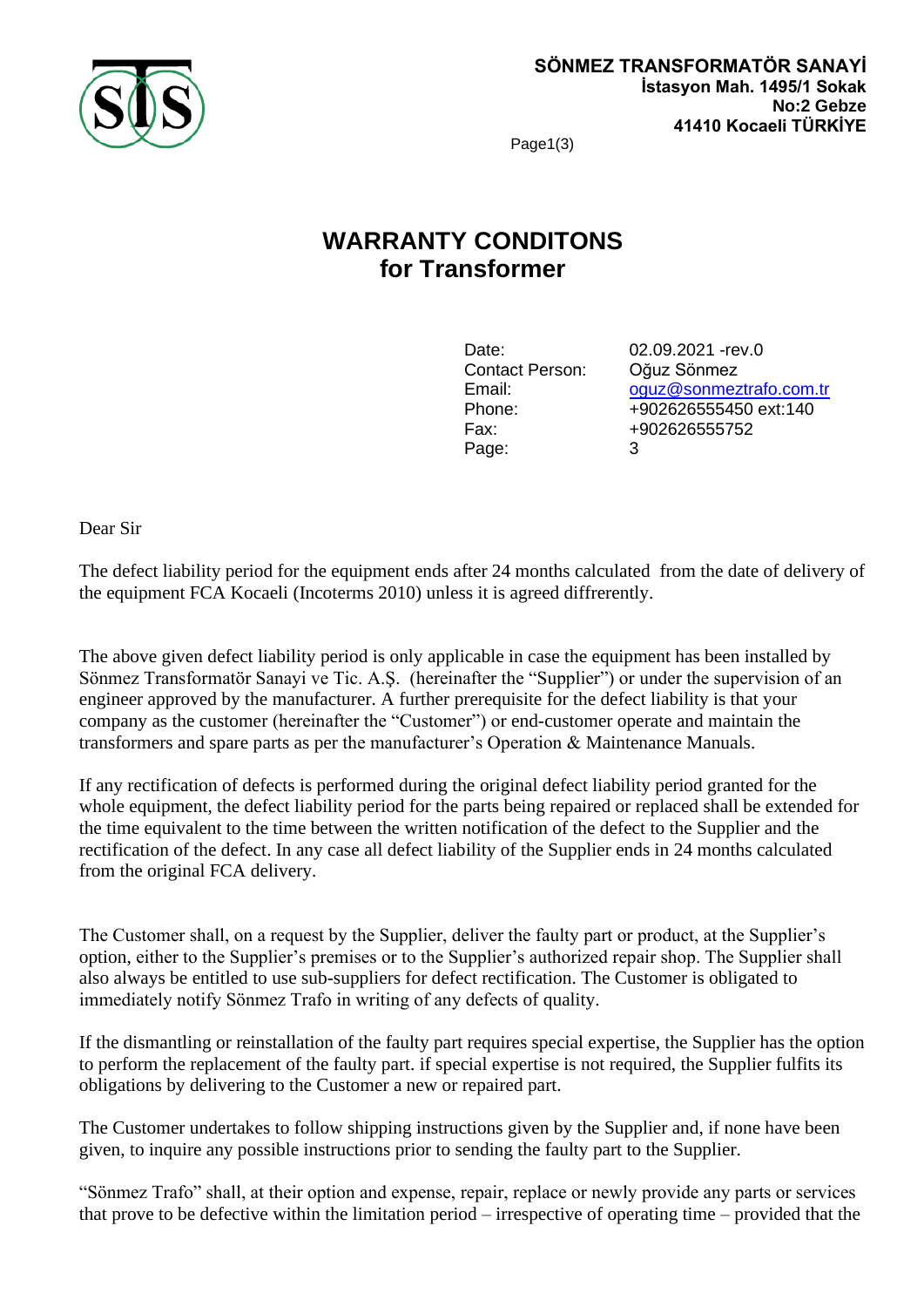**SÖNMEZ TRANSFORMATÖR SANAYİ**
**İstasyon Mah. 1495/1 Sokak**
**No:2 Gebze**
**41410 Kocaeli TÜRKİYE**

# WARRANTY CONDITONS for Transformer

| | |
|---|---|
| Date: | 02.09.2021 -rev.0 |
| Contact Person: | Oğuz Sönmez |
| Email: | oguz@sonmeztrafo.com.tr |
| Phone: | +902626555450 ext:140 |
| Fax: | +902626555752 |
| Page: | 3 |

Dear Sir

The defect liability period for the equipment ends after 24 months calculated from the date of delivery of the equipment FCA Kocaeli (Incoterms 2010) unless it is agreed diffrerently.

The above given defect liability period is only applicable in case the equipment has been installed by Sönmez Transformatör Sanayi ve Tic. A.Ş. (hereinafter the "Supplier") or under the supervision of an engineer approved by the manufacturer. A further prerequisite for the defect liability is that your company as the customer (hereinafter the "Customer") or end-customer operate and maintain the transformers and spare parts as per the manufacturer's Operation & Maintenance Manuals.

If any rectification of defects is performed during the original defect liability period granted for the whole equipment, the defect liability period for the parts being repaired or replaced shall be extended for the time equivalent to the time between the written notification of the defect to the Supplier and the rectification of the defect. In any case all defect liability of the Supplier ends in 24 months calculated from the original FCA delivery.

The Customer shall, on a request by the Supplier, deliver the faulty part or product, at the Supplier's option, either to the Supplier's premises or to the Supplier's authorized repair shop. The Supplier shall also always be entitled to use sub-suppliers for defect rectification. The Customer is obligated to immediately notify Sönmez Trafo in writing of any defects of quality.

If the dismantling or reinstallation of the faulty part requires special expertise, the Supplier has the option to perform the replacement of the faulty part. if special expertise is not required, the Supplier fulfits its obligations by delivering to the Customer a new or repaired part.

The Customer undertakes to follow shipping instructions given by the Supplier and, if none have been given, to inquire any possible instructions prior to sending the faulty part to the Supplier.

"Sönmez Trafo" shall, at their option and expense, repair, replace or newly provide any parts or services that prove to be defective within the limitation period – irrespective of operating time – provided that the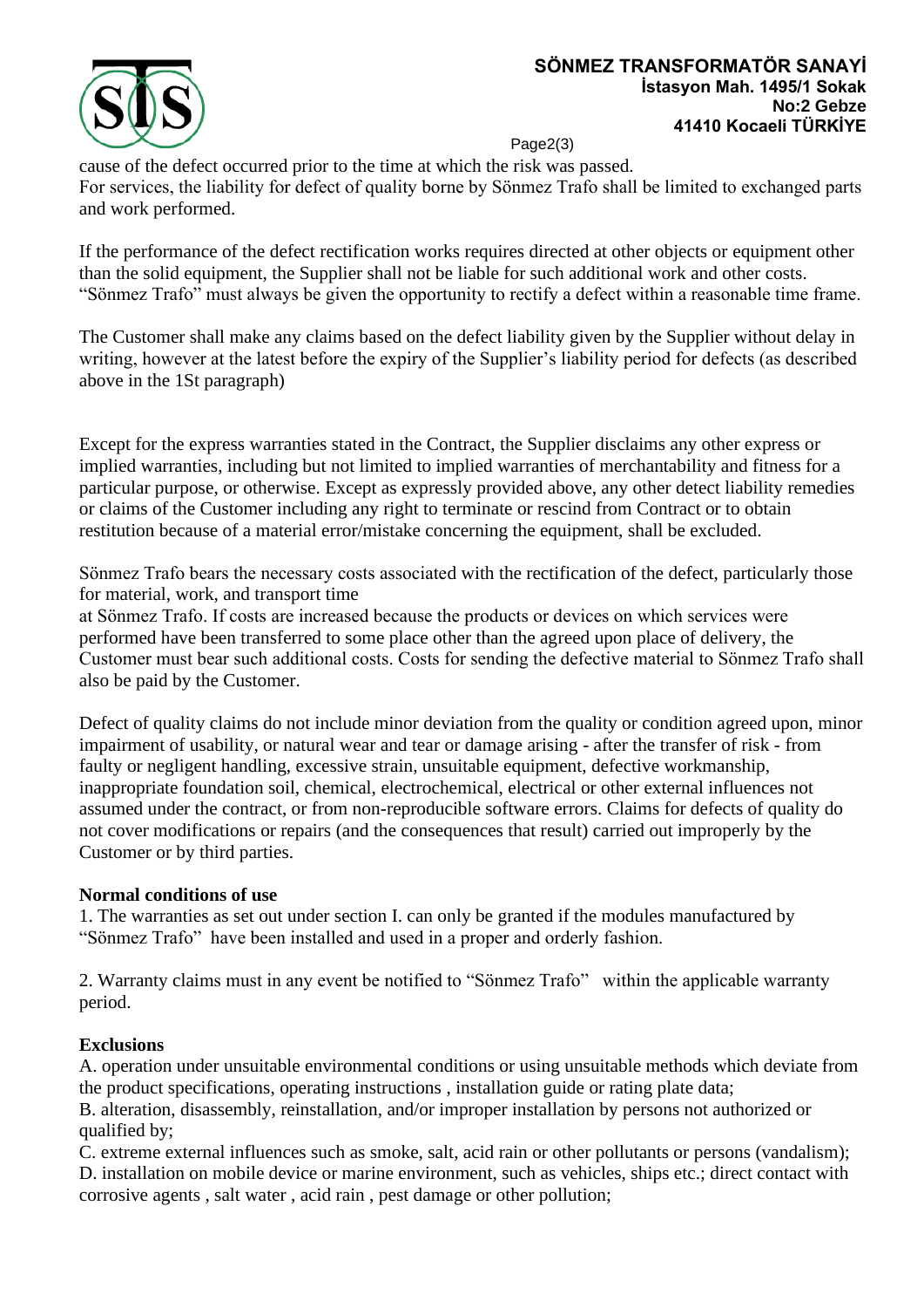cause of the defect occurred prior to the time at which the risk was passed.
For services, the liability for defect of quality borne by Sönmez Trafo shall be limited to exchanged parts and work performed.

If the performance of the defect rectification works requires directed at other objects or equipment other than the solid equipment, the Supplier shall not be liable for such additional work and other costs.
“Sönmez Trafo” must always be given the opportunity to rectify a defect within a reasonable time frame.

The Customer shall make any claims based on the defect liability given by the Supplier without delay in writing, however at the latest before the expiry of the Supplier’s liability period for defects (as described above in the 1St paragraph)

Except for the express warranties stated in the Contract, the Supplier disclaims any other express or implied warranties, including but not limited to implied warranties of merchantability and fitness for a particular purpose, or otherwise. Except as expressly provided above, any other detect liability remedies or claims of the Customer including any right to terminate or rescind from Contract or to obtain restitution because of a material error/mistake concerning the equipment, shall be excluded.

Sönmez Trafo bears the necessary costs associated with the rectification of the defect, particularly those for material, work, and transport time
at Sönmez Trafo. If costs are increased because the products or devices on which services were performed have been transferred to some place other than the agreed upon place of delivery, the Customer must bear such additional costs. Costs for sending the defective material to Sönmez Trafo shall also be paid by the Customer.

Defect of quality claims do not include minor deviation from the quality or condition agreed upon, minor impairment of usability, or natural wear and tear or damage arising - after the transfer of risk - from faulty or negligent handling, excessive strain, unsuitable equipment, defective workmanship, inappropriate foundation soil, chemical, electrochemical, electrical or other external influences not assumed under the contract, or from non-reproducible software errors. Claims for defects of quality do not cover modifications or repairs (and the consequences that result) carried out improperly by the Customer or by third parties.

**Normal conditions of use**

1. The warranties as set out under section I. can only be granted if the modules manufactured by “Sönmez Trafo” have been installed and used in a proper and orderly fashion.

2. Warranty claims must in any event be notified to “Sönmez Trafo” within the applicable warranty period.

**Exclusions**

A. operation under unsuitable environmental conditions or using unsuitable methods which deviate from the product specifications, operating instructions , installation guide or rating plate data;
B. alteration, disassembly, reinstallation, and/or improper installation by persons not authorized or qualified by;
C. extreme external influences such as smoke, salt, acid rain or other pollutants or persons (vandalism);
D. installation on mobile device or marine environment, such as vehicles, ships etc.; direct contact with corrosive agents , salt water , acid rain , pest damage or other pollution;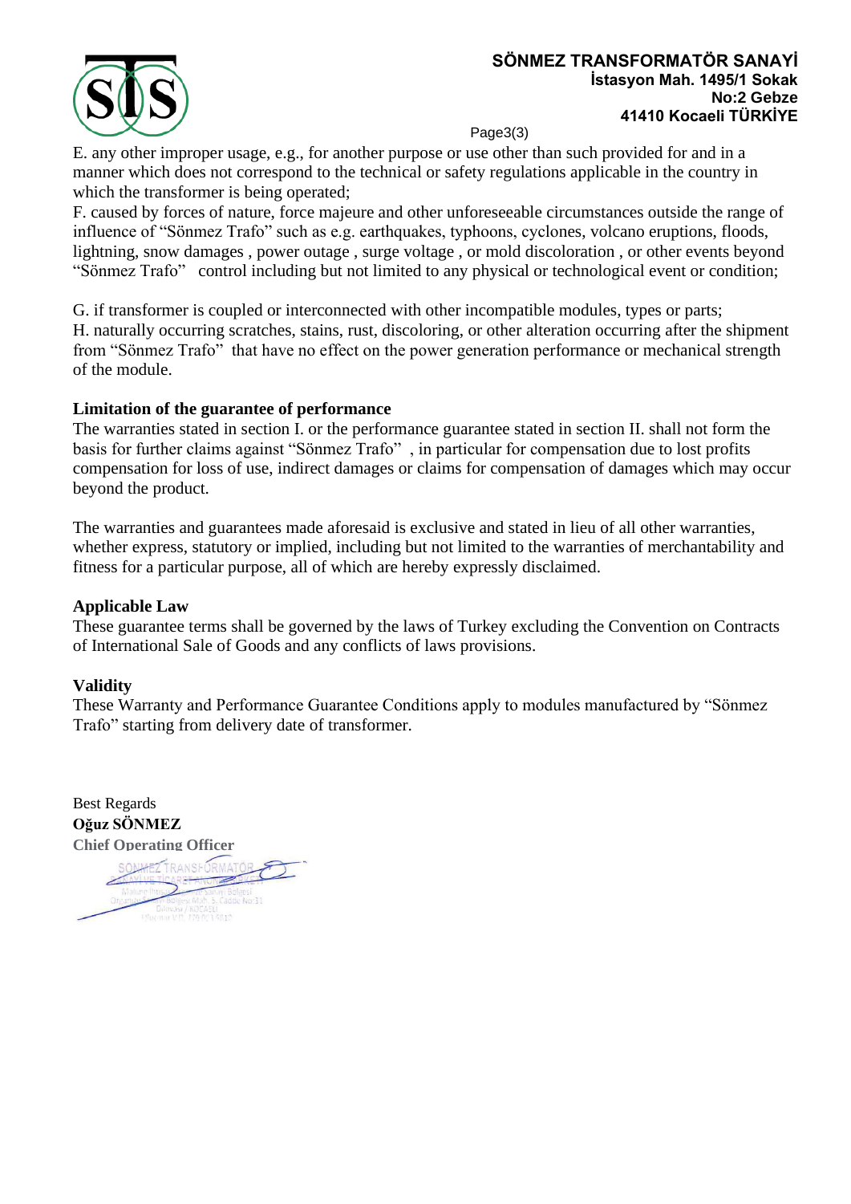E. any other improper usage, e.g., for another purpose or use other than such provided for and in a manner which does not correspond to the technical or safety regulations applicable in the country in which the transformer is being operated;

F. caused by forces of nature, force majeure and other unforeseeable circumstances outside the range of influence of "Sönmez Trafo" such as e.g. earthquakes, typhoons, cyclones, volcano eruptions, floods, lightning, snow damages , power outage , surge voltage , or mold discoloration , or other events beyond "Sönmez Trafo" control including but not limited to any physical or technological event or condition;

G. if transformer is coupled or interconnected with other incompatible modules, types or parts;

H. naturally occurring scratches, stains, rust, discoloring, or other alteration occurring after the shipment from "Sönmez Trafo" that have no effect on the power generation performance or mechanical strength of the module.

**Limitation of the guarantee of performance**

The warranties stated in section I. or the performance guarantee stated in section II. shall not form the basis for further claims against "Sönmez Trafo" , in particular for compensation due to lost profits compensation for loss of use, indirect damages or claims for compensation of damages which may occur beyond the product.

The warranties and guarantees made aforesaid is exclusive and stated in lieu of all other warranties, whether express, statutory or implied, including but not limited to the warranties of merchantability and fitness for a particular purpose, all of which are hereby expressly disclaimed.

**Applicable Law**

These guarantee terms shall be governed by the laws of Turkey excluding the Convention on Contracts of International Sale of Goods and any conflicts of laws provisions.

**Validity**

These Warranty and Performance Guarantee Conditions apply to modules manufactured by "Sönmez Trafo" starting from delivery date of transformer.

Best Regards

**Oğuz SÖNMEZ**

**Chief Operating Officer**